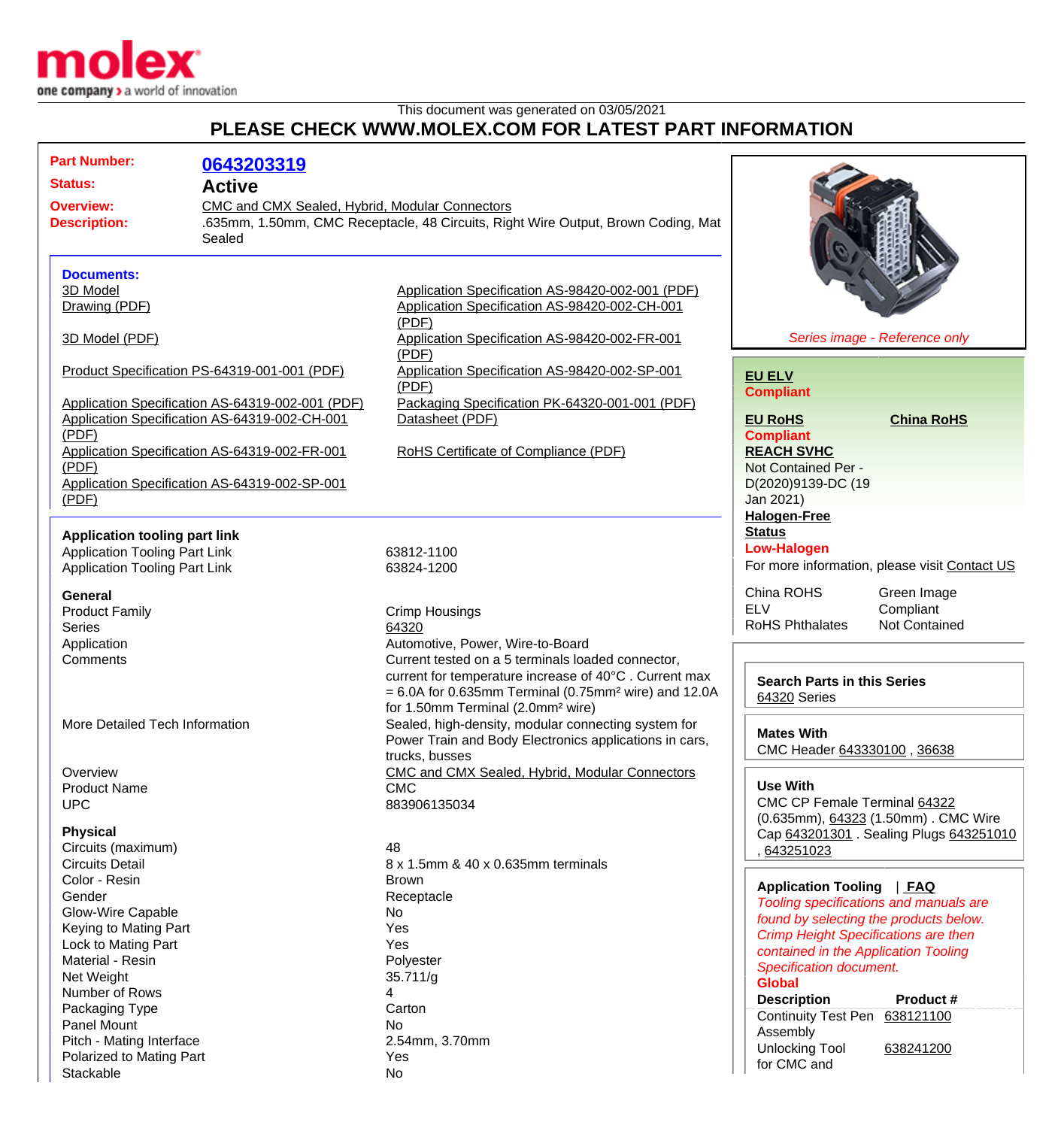This document was generated on 03/05/2021

# PLEASE CHECK WWW.MOLEX.COM FOR LATEST PART INFORMATION

**Part Number:** 0643203319

**Status:** Active

**Overview:** CMC and CMX Sealed, Hybrid, Modular Connectors

**Description:** .635mm, 1.50mm, CMC Receptacle, 48 Circuits, Right Wire Output, Brown Coding, Mat Sealed

**Documents:**

- 3D Model
- Drawing (PDF)
- 3D Model (PDF)
- Product Specification PS-64319-001-001 (PDF)
- Application Specification AS-64319-002-001 (PDF)
- Application Specification AS-64319-002-CH-001 (PDF)
- Application Specification AS-64319-002-FR-001 (PDF)
- Application Specification AS-64319-002-SP-001 (PDF)
- Application Specification AS-98420-002-001 (PDF)
- Application Specification AS-98420-002-CH-001 (PDF)
- Application Specification AS-98420-002-FR-001 (PDF)
- Application Specification AS-98420-002-SP-001 (PDF)
- Packaging Specification PK-64320-001-001 (PDF)
- Datasheet (PDF)
- RoHS Certificate of Compliance (PDF)

*Series image - Reference only*

**EU ELV**
Compliant

**EU RoHS** | **China RoHS**
Compliant

**REACH SVHC**
Not Contained Per - D(2020)9139-DC (19 Jan 2021)

**Halogen-Free Status**
Low-Halogen

For more information, please visit Contact US

| | |
|---|---|
| China ROHS | Green Image |
| ELV | Compliant |
| RoHS Phthalates | Not Contained |

**Application tooling part link**

| | |
|---|---|
| Application Tooling Part Link | 63812-1100 |
| Application Tooling Part Link | 63824-1200 |

**General**

| | |
|---|---|
| Product Family | Crimp Housings |
| Series | 64320 |
| Application | Automotive, Power, Wire-to-Board |
| Comments | Current tested on a 5 terminals loaded connector, current for temperature increase of 40°C . Current max = 6.0A for 0.635mm Terminal (0.75mm² wire) and 12.0A for 1.50mm Terminal (2.0mm² wire) |
| More Detailed Tech Information | Sealed, high-density, modular connecting system for Power Train and Body Electronics applications in cars, trucks, busses |
| Overview | CMC and CMX Sealed, Hybrid, Modular Connectors |
| Product Name | CMC |
| UPC | 883906135034 |

**Physical**

| | |
|---|---|
| Circuits (maximum) | 48 |
| Circuits Detail | 8 x 1.5mm & 40 x 0.635mm terminals |
| Color - Resin | Brown |
| Gender | Receptacle |
| Glow-Wire Capable | No |
| Keying to Mating Part | Yes |
| Lock to Mating Part | Yes |
| Material - Resin | Polyester |
| Net Weight | 35.711/g |
| Number of Rows | 4 |
| Packaging Type | Carton |
| Panel Mount | No |
| Pitch - Mating Interface | 2.54mm, 3.70mm |
| Polarized to Mating Part | Yes |
| Stackable | No |

**Search Parts in this Series**
64320 Series

**Mates With**
CMC Header 643330100 , 36638

**Use With**
CMC CP Female Terminal 64322 (0.635mm), 64323 (1.50mm) . CMC Wire Cap 643201301 . Sealing Plugs 643251010 , 643251023

**Application Tooling** | FAQ

*Tooling specifications and manuals are found by selecting the products below. Crimp Height Specifications are then contained in the Application Tooling Specification document.*

**Global**

| Description | Product # |
|---|---|
| Continuity Test Pen Assembly | 638121100 |
| Unlocking Tool for CMC and | 638241200 |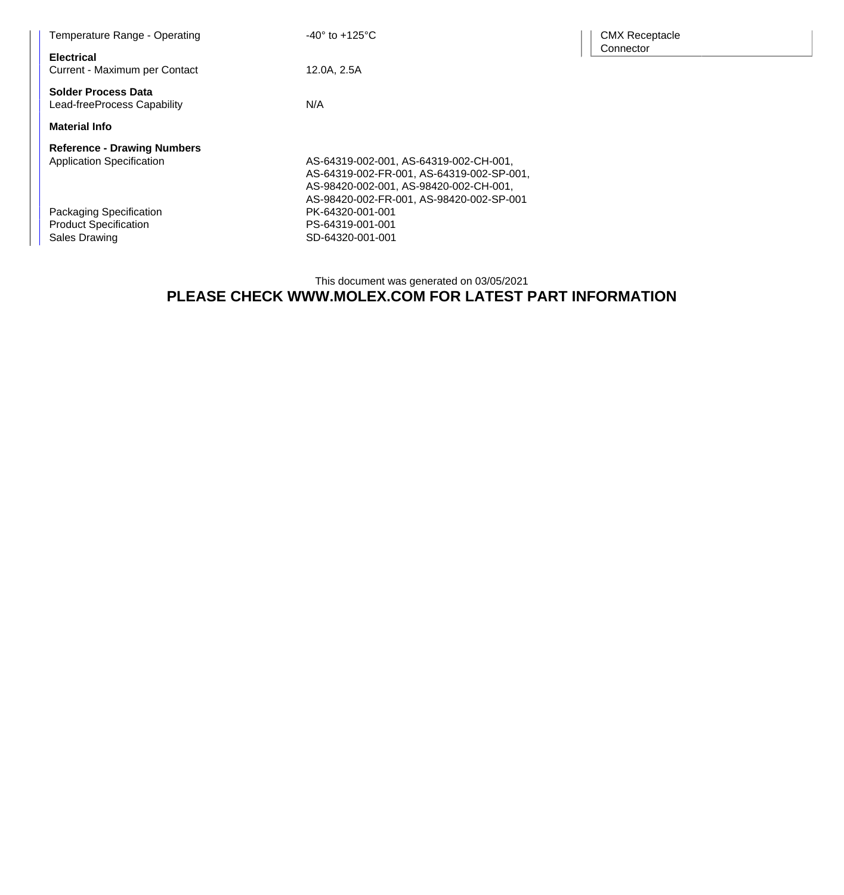| | |
|---|---|
| Temperature Range - Operating | -40° to +125°C |
| **Electrical** | |
| Current - Maximum per Contact | 12.0A, 2.5A |
| **Solder Process Data** | |
| Lead-freeProcess Capability | N/A |
| **Material Info** | |
| **Reference - Drawing Numbers** | |
| Application Specification | AS-64319-002-001, AS-64319-002-CH-001, AS-64319-002-FR-001, AS-64319-002-SP-001, AS-98420-002-001, AS-98420-002-CH-001, AS-98420-002-FR-001, AS-98420-002-SP-001 |
| Packaging Specification | PK-64320-001-001 |
| Product Specification | PS-64319-001-001 |
| Sales Drawing | SD-64320-001-001 |

CMX Receptacle Connector

This document was generated on 03/05/2021

**PLEASE CHECK WWW.MOLEX.COM FOR LATEST PART INFORMATION**